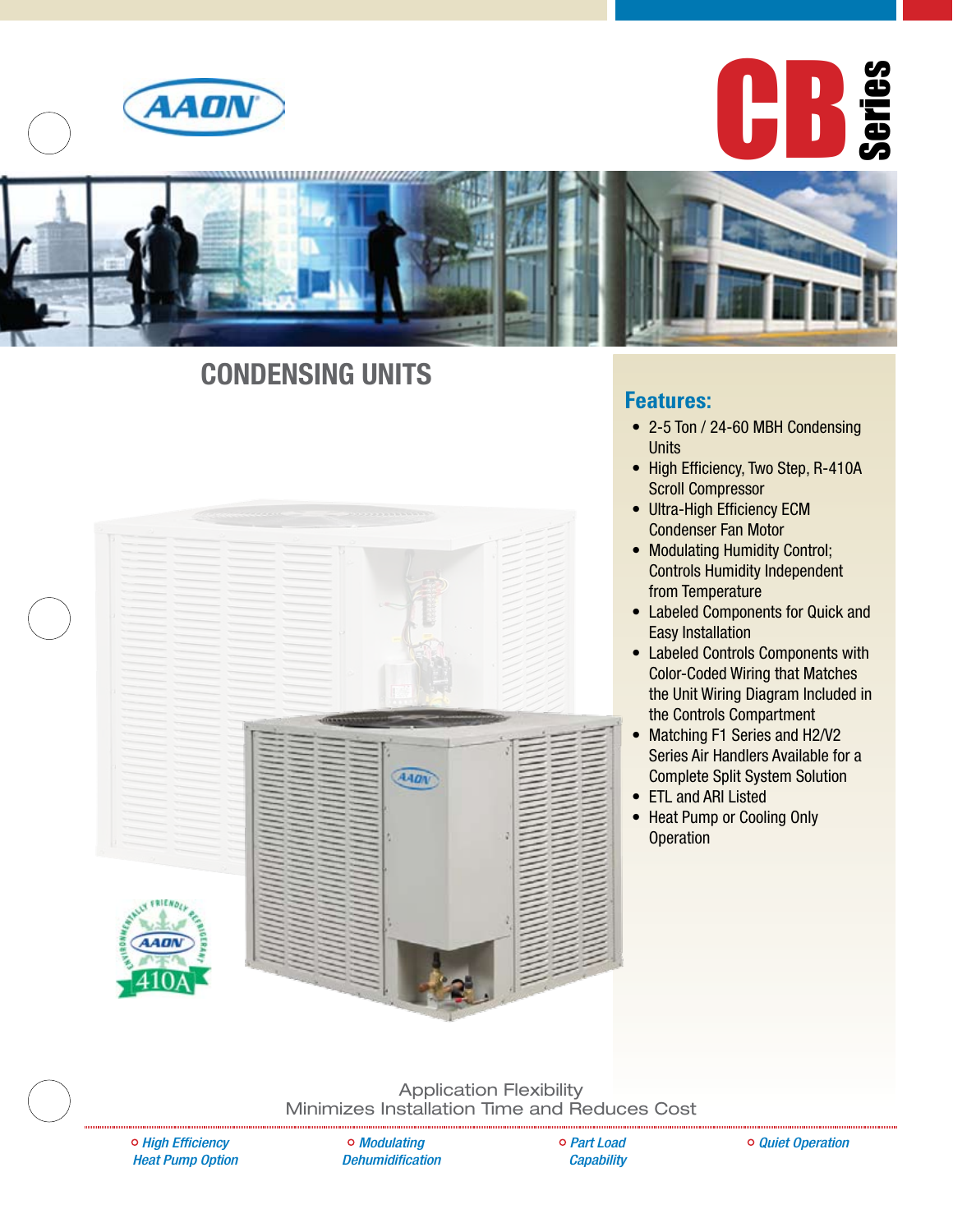# CB Series

## CONDENSING UNITS

### Features:

- 2-5 Ton / 24-60 MBH Condensing Units
- High Efficiency, Two Step, R-410A Scroll Compressor
- Ultra-High Efficiency ECM Condenser Fan Motor
- Modulating Humidity Control; Controls Humidity Independent from Temperature
- Labeled Components for Quick and Easy Installation
- Labeled Controls Components with Color-Coded Wiring that Matches the Unit Wiring Diagram Included in the Controls Compartment
- Matching F1 Series and H2/V2 Series Air Handlers Available for a Complete Split System Solution
- ETL and ARI Listed
- Heat Pump or Cooling Only Operation

Application Flexibility
Minimizes Installation Time and Reduces Cost

- *High Efficiency Heat Pump Option*
- *Modulating Dehumidification*
- *Part Load Capability*
- *Quiet Operation*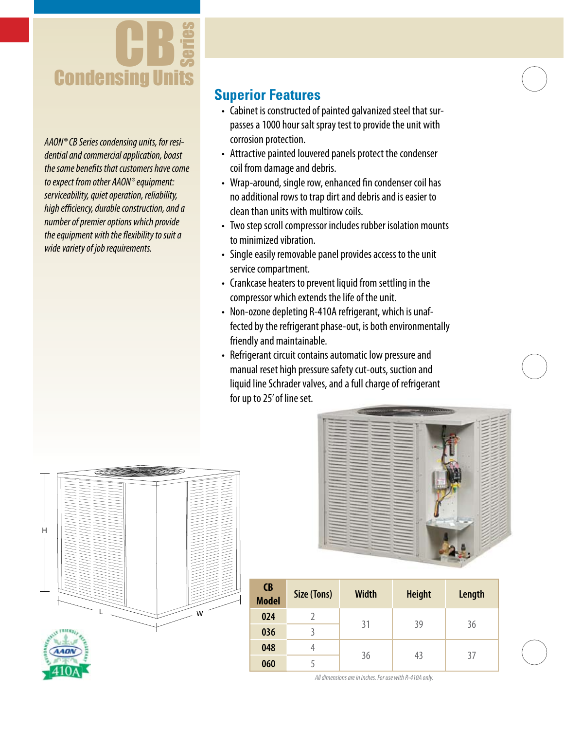# CB Series Condensing Units

*AAON® CB Series condensing units, for residential and commercial application, boast the same benefits that customers have come to expect from other AAON® equipment: serviceability, quiet operation, reliability, high efficiency, durable construction, and a number of premier options which provide the equipment with the flexibility to suit a wide variety of job requirements.*

## Superior Features

- Cabinet is constructed of painted galvanized steel that surpasses a 1000 hour salt spray test to provide the unit with corrosion protection.
- Attractive painted louvered panels protect the condenser coil from damage and debris.
- Wrap-around, single row, enhanced fin condenser coil has no additional rows to trap dirt and debris and is easier to clean than units with multirow coils.
- Two step scroll compressor includes rubber isolation mounts to minimized vibration.
- Single easily removable panel provides access to the unit service compartment.
- Crankcase heaters to prevent liquid from settling in the compressor which extends the life of the unit.
- Non-ozone depleting R-410A refrigerant, which is unaffected by the refrigerant phase-out, is both environmentally friendly and maintainable.
- Refrigerant circuit contains automatic low pressure and manual reset high pressure safety cut-outs, suction and liquid line Schrader valves, and a full charge of refrigerant for up to 25' of line set.

| CB Model | Size (Tons) | Width | Height | Length |
|---|---|---|---|---|
| 024 | 2 | 31 | 39 | 36 |
| 036 | 3 | | | |
| 048 | 4 | 36 | 43 | 37 |
| 060 | 5 | | | |

*All dimensions are in inches. For use with R-410A only.*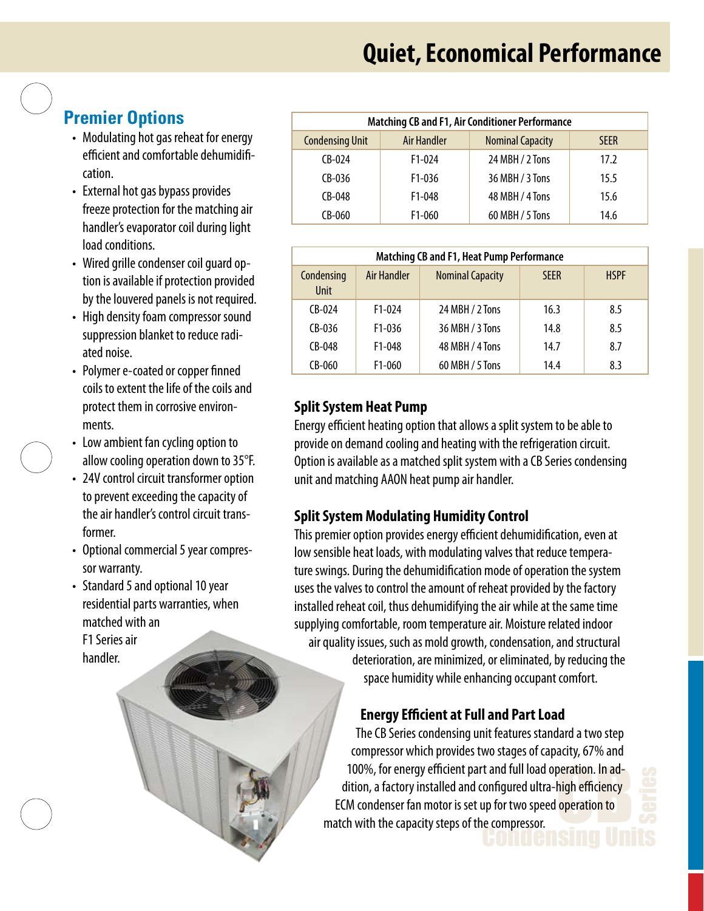# Quiet, Economical Performance

## Premier Options

- Modulating hot gas reheat for energy efficient and comfortable dehumidification.
- External hot gas bypass provides freeze protection for the matching air handler's evaporator coil during light load conditions.
- Wired grille condenser coil guard option is available if protection provided by the louvered panels is not required.
- High density foam compressor sound suppression blanket to reduce radiated noise.
- Polymer e-coated or copper finned coils to extent the life of the coils and protect them in corrosive environments.
- Low ambient fan cycling option to allow cooling operation down to 35°F.
- 24V control circuit transformer option to prevent exceeding the capacity of the air handler's control circuit transformer.
- Optional commercial 5 year compressor warranty.
- Standard 5 and optional 10 year residential parts warranties, when matched with an F1 Series air handler.

| Matching CB and F1, Air Conditioner Performance | | | |
|---|---|---|---|
| Condensing Unit | Air Handler | Nominal Capacity | SEER |
| CB-024 | F1-024 | 24 MBH / 2 Tons | 17.2 |
| CB-036 | F1-036 | 36 MBH / 3 Tons | 15.5 |
| CB-048 | F1-048 | 48 MBH / 4 Tons | 15.6 |
| CB-060 | F1-060 | 60 MBH / 5 Tons | 14.6 |

| Matching CB and F1, Heat Pump Performance | | | | |
|---|---|---|---|---|
| Condensing Unit | Air Handler | Nominal Capacity | SEER | HSPF |
| CB-024 | F1-024 | 24 MBH / 2 Tons | 16.3 | 8.5 |
| CB-036 | F1-036 | 36 MBH / 3 Tons | 14.8 | 8.5 |
| CB-048 | F1-048 | 48 MBH / 4 Tons | 14.7 | 8.7 |
| CB-060 | F1-060 | 60 MBH / 5 Tons | 14.4 | 8.3 |

### Split System Heat Pump

Energy efficient heating option that allows a split system to be able to provide on demand cooling and heating with the refrigeration circuit. Option is available as a matched split system with a CB Series condensing unit and matching AAON heat pump air handler.

### Split System Modulating Humidity Control

This premier option provides energy efficient dehumidification, even at low sensible heat loads, with modulating valves that reduce temperature swings. During the dehumidification mode of operation the system uses the valves to control the amount of reheat provided by the factory installed reheat coil, thus dehumidifying the air while at the same time supplying comfortable, room temperature air. Moisture related indoor air quality issues, such as mold growth, condensation, and structural deterioration, are minimized, or eliminated, by reducing the space humidity while enhancing occupant comfort.

### Energy Efficient at Full and Part Load

The CB Series condensing unit features standard a two step compressor which provides two stages of capacity, 67% and 100%, for energy efficient part and full load operation. In addition, a factory installed and configured ultra-high efficiency ECM condenser fan motor is set up for two speed operation to match with the capacity steps of the compressor.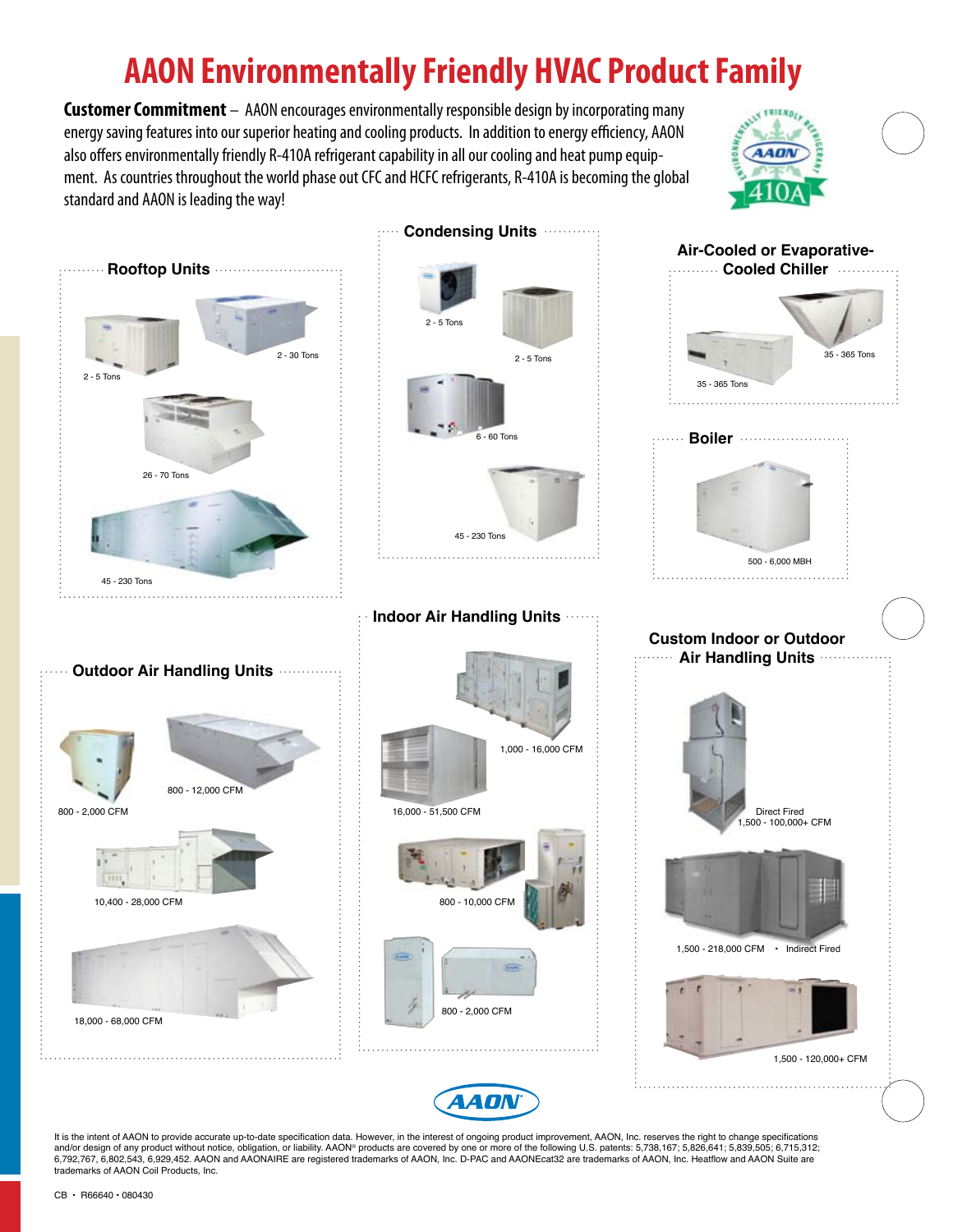# AAON Environmentally Friendly HVAC Product Family

**Customer Commitment** – AAON encourages environmentally responsible design by incorporating many energy saving features into our superior heating and cooling products. In addition to energy efficiency, AAON also offers environmentally friendly R-410A refrigerant capability in all our cooling and heat pump equipment. As countries throughout the world phase out CFC and HCFC refrigerants, R-410A is becoming the global standard and AAON is leading the way!

## Rooftop Units

2 - 5 Tons

2 - 30 Tons

26 - 70 Tons

45 - 230 Tons

## Condensing Units

2 - 5 Tons

2 - 5 Tons

6 - 60 Tons

45 - 230 Tons

## Air-Cooled or Evaporative-Cooled Chiller

35 - 365 Tons

35 - 365 Tons

## Boiler

500 - 6,000 MBH

## Outdoor Air Handling Units

800 - 2,000 CFM

800 - 12,000 CFM

10,400 - 28,000 CFM

18,000 - 68,000 CFM

## Indoor Air Handling Units

1,000 - 16,000 CFM

16,000 - 51,500 CFM

800 - 10,000 CFM

800 - 2,000 CFM

## Custom Indoor or Outdoor Air Handling Units

Direct Fired 1,500 - 100,000+ CFM

1,500 - 218,000 CFM • Indirect Fired

1,500 - 120,000+ CFM

It is the intent of AAON to provide accurate up-to-date specification data. However, in the interest of ongoing product improvement, AAON, Inc. reserves the right to change specifications and/or design of any product without notice, obligation, or liability. AAON® products are covered by one or more of the following U.S. patents: 5,738,167; 5,826,641; 5,839,505; 6,715,312; 6,792,767, 6,802,543, 6,929,452. AAON and AAONAIRE are registered trademarks of AAON, Inc. D-PAC and AAONEcat32 are trademarks of AAON, Inc. Heatflow and AAON Suite are trademarks of AAON Coil Products, Inc.

CB • R66640 • 080430